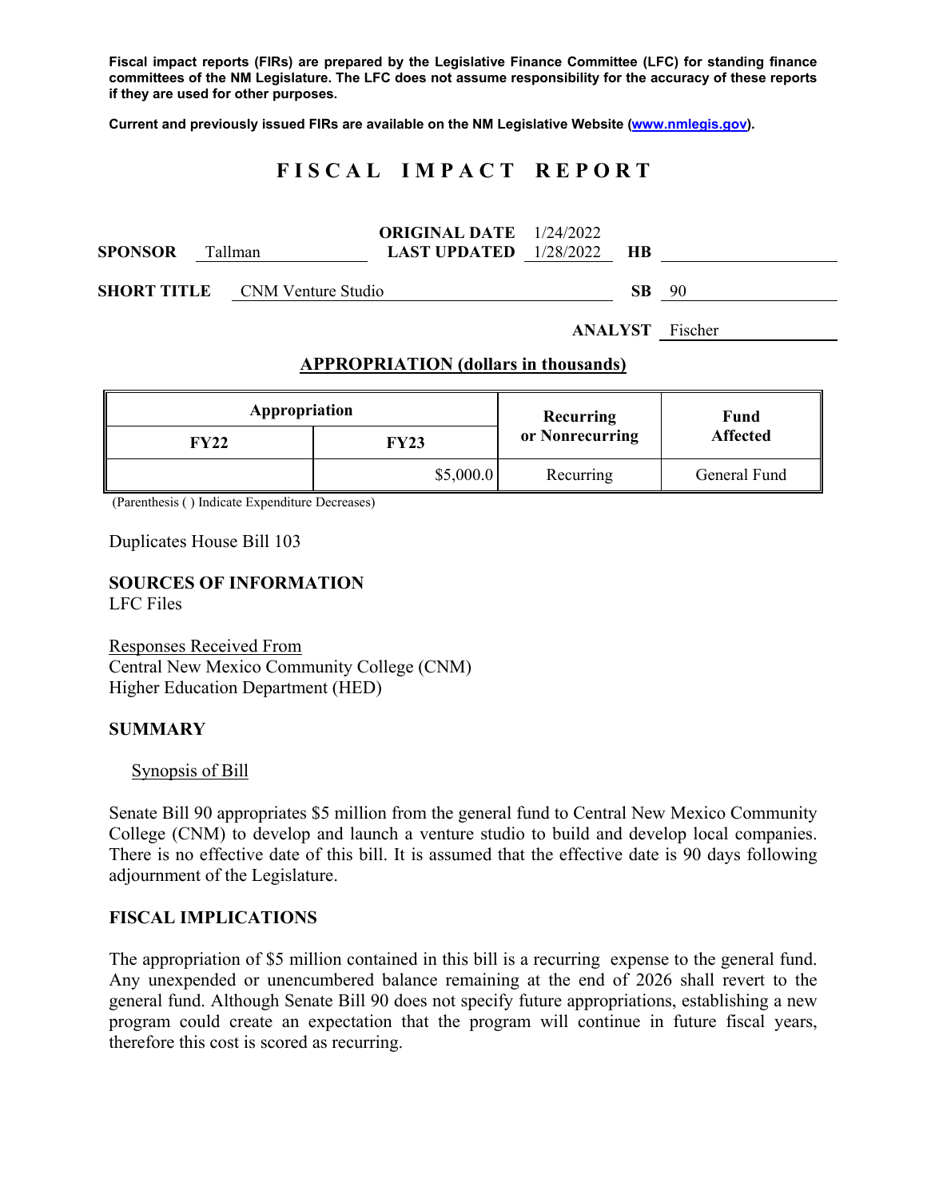**Fiscal impact reports (FIRs) are prepared by the Legislative Finance Committee (LFC) for standing finance committees of the NM Legislature. The LFC does not assume responsibility for the accuracy of these reports if they are used for other purposes.**

**Current and previously issued FIRs are available on the NM Legislative Website (www.nmlegis.gov).**

# F I S C A L   I M P A C T   R E P O R T

**SPONSOR** Tallman

**ORIGINAL DATE** 1/24/2022
**LAST UPDATED** 1/28/2022

**HB**

**SHORT TITLE** CNM Venture Studio

**SB** 90

**ANALYST** Fischer

## APPROPRIATION (dollars in thousands)

| Appropriation | | Recurring or Nonrecurring | Fund Affected |
|---|---|---|---|
| **FY22** | **FY23** | | |
| | $5,000.0 | Recurring | General Fund |

(Parenthesis ( ) Indicate Expenditure Decreases)

Duplicates House Bill 103

**SOURCES OF INFORMATION**
LFC Files

Responses Received From
Central New Mexico Community College (CNM)
Higher Education Department (HED)

**SUMMARY**

Synopsis of Bill

Senate Bill 90 appropriates $5 million from the general fund to Central New Mexico Community College (CNM) to develop and launch a venture studio to build and develop local companies. There is no effective date of this bill. It is assumed that the effective date is 90 days following adjournment of the Legislature.

**FISCAL IMPLICATIONS**

The appropriation of $5 million contained in this bill is a recurring expense to the general fund. Any unexpended or unencumbered balance remaining at the end of 2026 shall revert to the general fund. Although Senate Bill 90 does not specify future appropriations, establishing a new program could create an expectation that the program will continue in future fiscal years, therefore this cost is scored as recurring.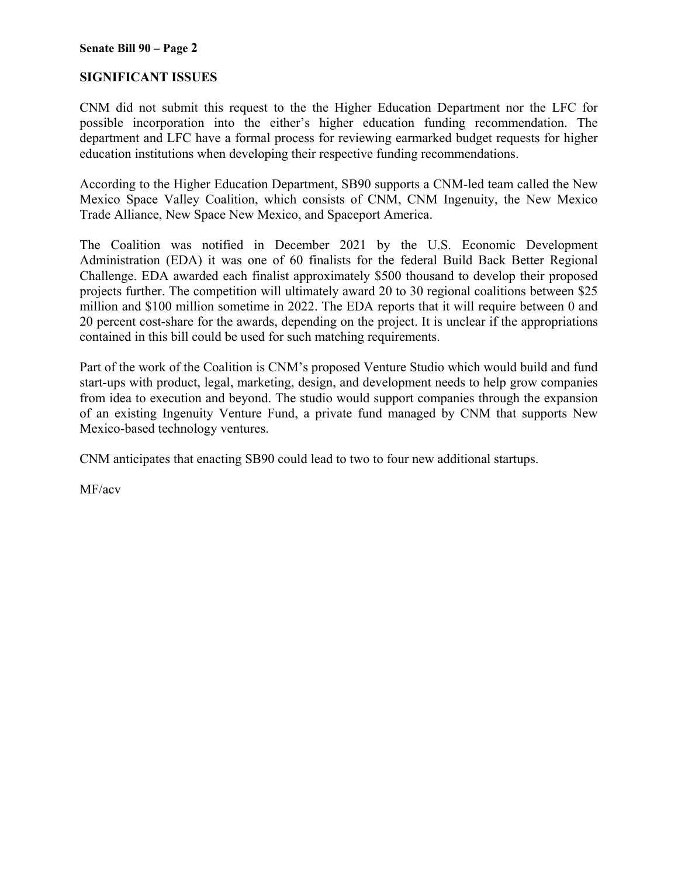**SIGNIFICANT ISSUES**

CNM did not submit this request to the the Higher Education Department nor the LFC for possible incorporation into the either's higher education funding recommendation. The department and LFC have a formal process for reviewing earmarked budget requests for higher education institutions when developing their respective funding recommendations.

According to the Higher Education Department, SB90 supports a CNM-led team called the New Mexico Space Valley Coalition, which consists of CNM, CNM Ingenuity, the New Mexico Trade Alliance, New Space New Mexico, and Spaceport America.

The Coalition was notified in December 2021 by the U.S. Economic Development Administration (EDA) it was one of 60 finalists for the federal Build Back Better Regional Challenge. EDA awarded each finalist approximately $500 thousand to develop their proposed projects further. The competition will ultimately award 20 to 30 regional coalitions between $25 million and $100 million sometime in 2022. The EDA reports that it will require between 0 and 20 percent cost-share for the awards, depending on the project. It is unclear if the appropriations contained in this bill could be used for such matching requirements.

Part of the work of the Coalition is CNM's proposed Venture Studio which would build and fund start-ups with product, legal, marketing, design, and development needs to help grow companies from idea to execution and beyond. The studio would support companies through the expansion of an existing Ingenuity Venture Fund, a private fund managed by CNM that supports New Mexico-based technology ventures.

CNM anticipates that enacting SB90 could lead to two to four new additional startups.

MF/acv